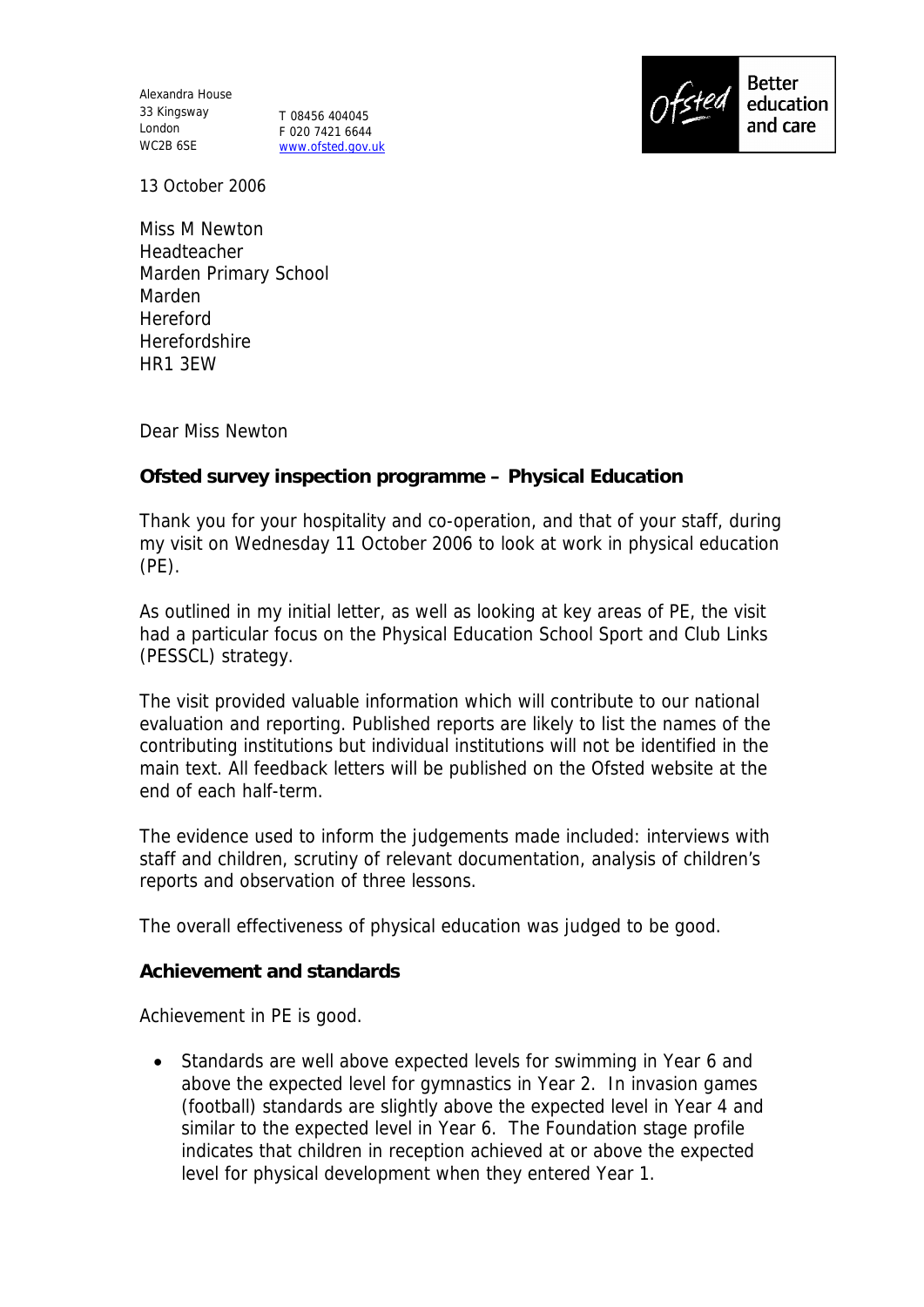Alexandra House
33 Kingsway
London
WC2B 6SE

T 08456 404045
F 020 7421 6644
www.ofsted.gov.uk

13 October 2006

Miss M Newton
Headteacher
Marden Primary School
Marden
Hereford
Herefordshire
HR1 3EW

Dear Miss Newton

**Ofsted survey inspection programme – Physical Education**

Thank you for your hospitality and co-operation, and that of your staff, during my visit on Wednesday 11 October 2006 to look at work in physical education (PE).

As outlined in my initial letter, as well as looking at key areas of PE, the visit had a particular focus on the Physical Education School Sport and Club Links (PESSCL) strategy.

The visit provided valuable information which will contribute to our national evaluation and reporting. Published reports are likely to list the names of the contributing institutions but individual institutions will not be identified in the main text. All feedback letters will be published on the Ofsted website at the end of each half-term.

The evidence used to inform the judgements made included: interviews with staff and children, scrutiny of relevant documentation, analysis of children's reports and observation of three lessons.

The overall effectiveness of physical education was judged to be good.

**Achievement and standards**

Achievement in PE is good.

- Standards are well above expected levels for swimming in Year 6 and above the expected level for gymnastics in Year 2. In invasion games (football) standards are slightly above the expected level in Year 4 and similar to the expected level in Year 6. The Foundation stage profile indicates that children in reception achieved at or above the expected level for physical development when they entered Year 1.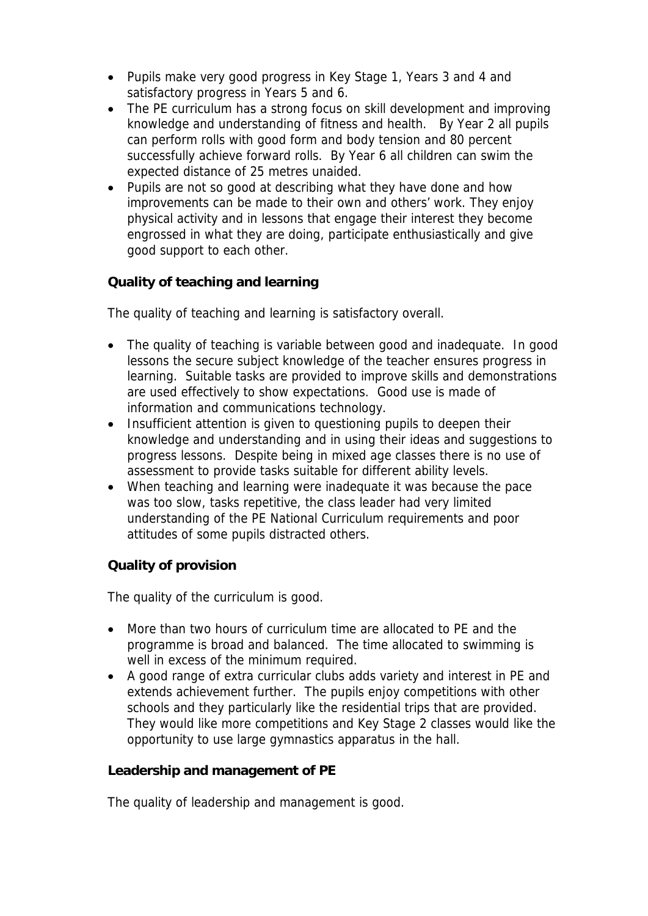- Pupils make very good progress in Key Stage 1, Years 3 and 4 and satisfactory progress in Years 5 and 6.
- The PE curriculum has a strong focus on skill development and improving knowledge and understanding of fitness and health. By Year 2 all pupils can perform rolls with good form and body tension and 80 percent successfully achieve forward rolls. By Year 6 all children can swim the expected distance of 25 metres unaided.
- Pupils are not so good at describing what they have done and how improvements can be made to their own and others' work. They enjoy physical activity and in lessons that engage their interest they become engrossed in what they are doing, participate enthusiastically and give good support to each other.

### Quality of teaching and learning

The quality of teaching and learning is satisfactory overall.

- The quality of teaching is variable between good and inadequate. In good lessons the secure subject knowledge of the teacher ensures progress in learning. Suitable tasks are provided to improve skills and demonstrations are used effectively to show expectations. Good use is made of information and communications technology.
- Insufficient attention is given to questioning pupils to deepen their knowledge and understanding and in using their ideas and suggestions to progress lessons. Despite being in mixed age classes there is no use of assessment to provide tasks suitable for different ability levels.
- When teaching and learning were inadequate it was because the pace was too slow, tasks repetitive, the class leader had very limited understanding of the PE National Curriculum requirements and poor attitudes of some pupils distracted others.

### Quality of provision

The quality of the curriculum is good.

- More than two hours of curriculum time are allocated to PE and the programme is broad and balanced. The time allocated to swimming is well in excess of the minimum required.
- A good range of extra curricular clubs adds variety and interest in PE and extends achievement further. The pupils enjoy competitions with other schools and they particularly like the residential trips that are provided. They would like more competitions and Key Stage 2 classes would like the opportunity to use large gymnastics apparatus in the hall.

### Leadership and management of PE

The quality of leadership and management is good.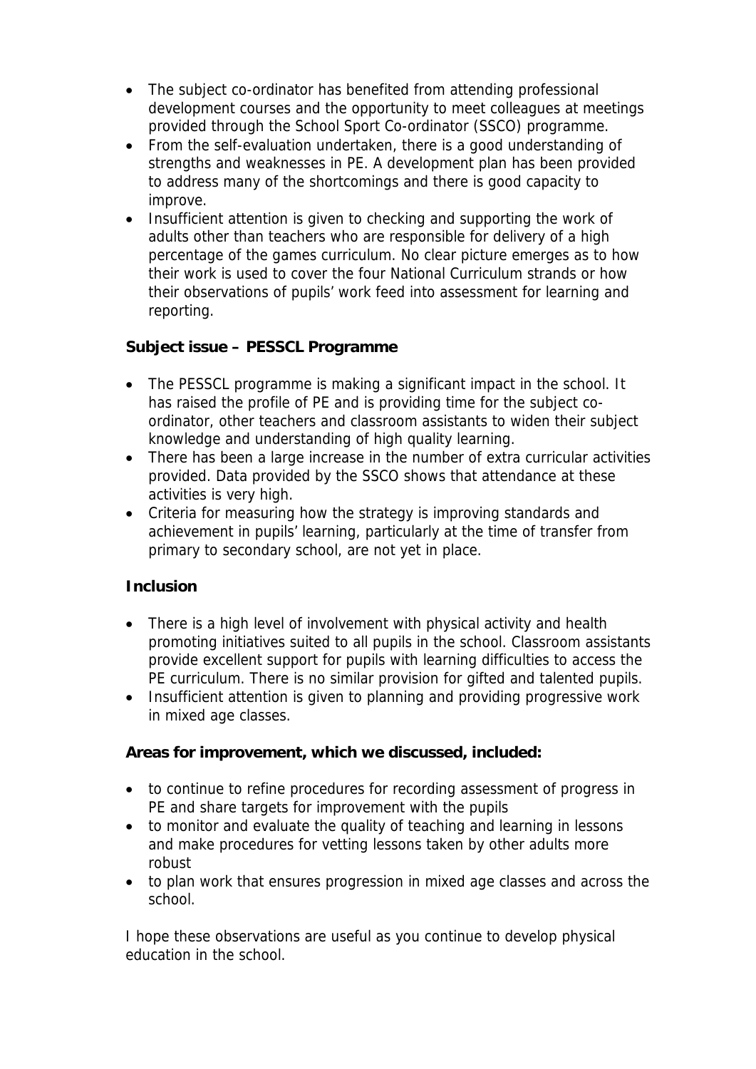- The subject co-ordinator has benefited from attending professional development courses and the opportunity to meet colleagues at meetings provided through the School Sport Co-ordinator (SSCO) programme.
- From the self-evaluation undertaken, there is a good understanding of strengths and weaknesses in PE. A development plan has been provided to address many of the shortcomings and there is good capacity to improve.
- Insufficient attention is given to checking and supporting the work of adults other than teachers who are responsible for delivery of a high percentage of the games curriculum. No clear picture emerges as to how their work is used to cover the four National Curriculum strands or how their observations of pupils' work feed into assessment for learning and reporting.

**Subject issue – PESSCL Programme**

- The PESSCL programme is making a significant impact in the school. It has raised the profile of PE and is providing time for the subject co-ordinator, other teachers and classroom assistants to widen their subject knowledge and understanding of high quality learning.
- There has been a large increase in the number of extra curricular activities provided. Data provided by the SSCO shows that attendance at these activities is very high.
- Criteria for measuring how the strategy is improving standards and achievement in pupils' learning, particularly at the time of transfer from primary to secondary school, are not yet in place.

**Inclusion**

- There is a high level of involvement with physical activity and health promoting initiatives suited to all pupils in the school. Classroom assistants provide excellent support for pupils with learning difficulties to access the PE curriculum. There is no similar provision for gifted and talented pupils.
- Insufficient attention is given to planning and providing progressive work in mixed age classes.

**Areas for improvement, which we discussed, included:**

- to continue to refine procedures for recording assessment of progress in PE and share targets for improvement with the pupils
- to monitor and evaluate the quality of teaching and learning in lessons and make procedures for vetting lessons taken by other adults more robust
- to plan work that ensures progression in mixed age classes and across the school.

I hope these observations are useful as you continue to develop physical education in the school.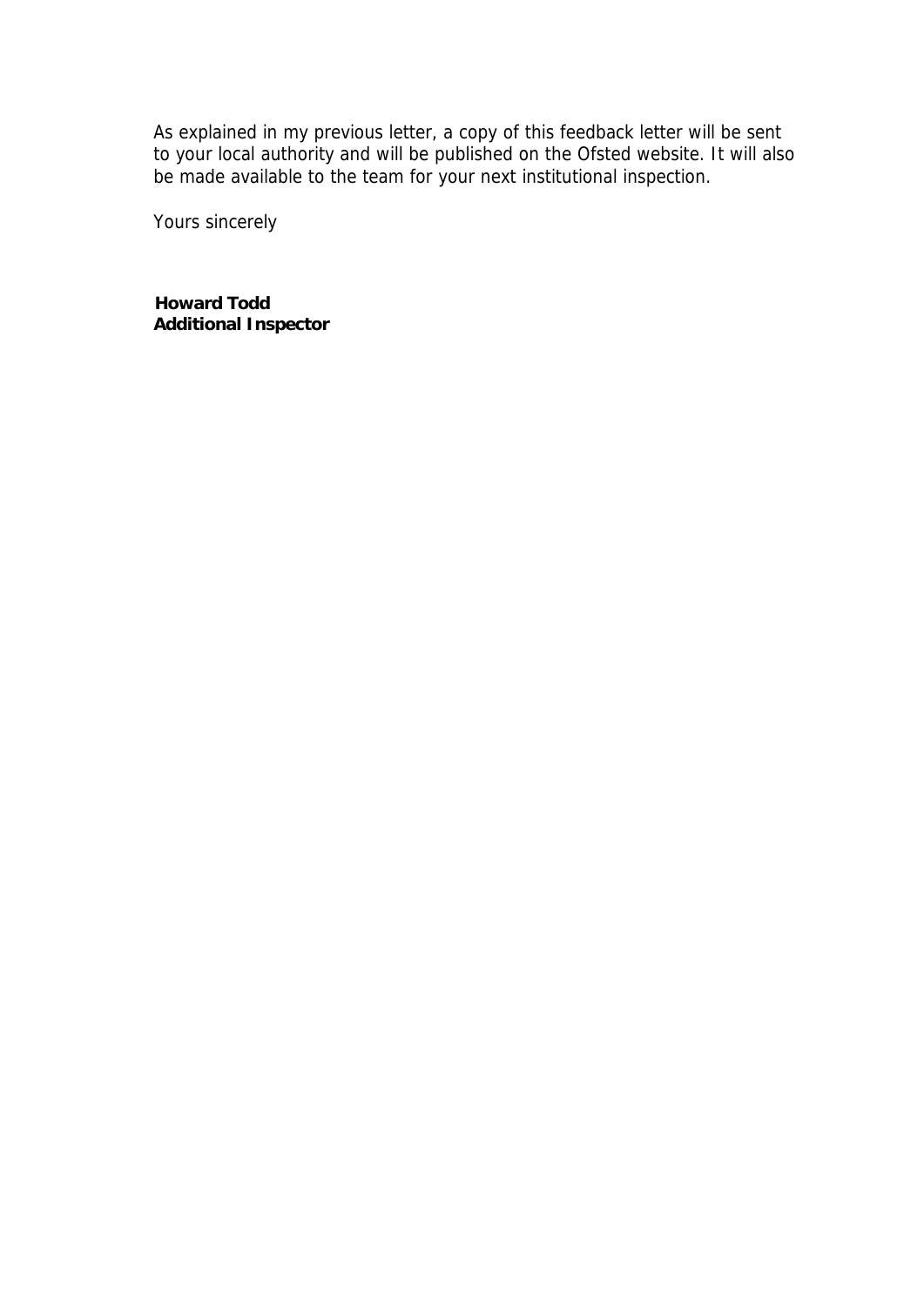As explained in my previous letter, a copy of this feedback letter will be sent to your local authority and will be published on the Ofsted website. It will also be made available to the team for your next institutional inspection.

Yours sincerely

**Howard Todd**
**Additional Inspector**